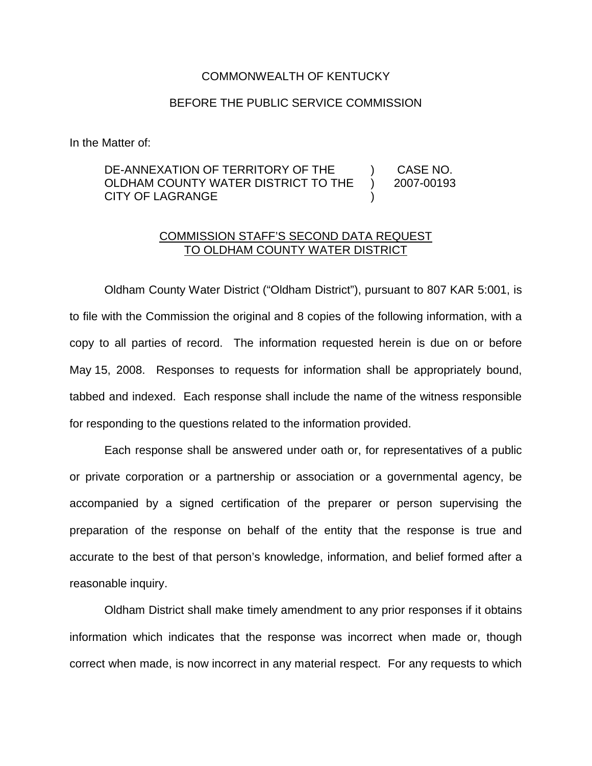COMMONWEALTH OF KENTUCKY

BEFORE THE PUBLIC SERVICE COMMISSION

In the Matter of:

| | | |
|---|---|---|
| DE-ANNEXATION OF TERRITORY OF THE OLDHAM COUNTY WATER DISTRICT TO THE CITY OF LAGRANGE | ) ) ) | CASE NO. 2007-00193 |

COMMISSION STAFF'S SECOND DATA REQUEST TO OLDHAM COUNTY WATER DISTRICT

Oldham County Water District ("Oldham District"), pursuant to 807 KAR 5:001, is to file with the Commission the original and 8 copies of the following information, with a copy to all parties of record. The information requested herein is due on or before May 15, 2008. Responses to requests for information shall be appropriately bound, tabbed and indexed. Each response shall include the name of the witness responsible for responding to the questions related to the information provided.

Each response shall be answered under oath or, for representatives of a public or private corporation or a partnership or association or a governmental agency, be accompanied by a signed certification of the preparer or person supervising the preparation of the response on behalf of the entity that the response is true and accurate to the best of that person's knowledge, information, and belief formed after a reasonable inquiry.

Oldham District shall make timely amendment to any prior responses if it obtains information which indicates that the response was incorrect when made or, though correct when made, is now incorrect in any material respect. For any requests to which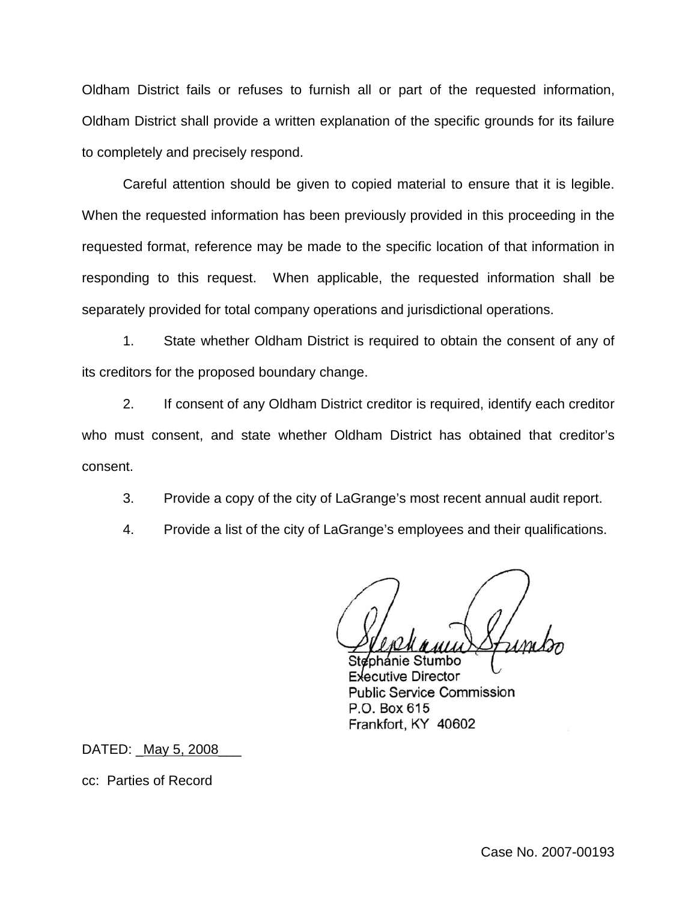Oldham District fails or refuses to furnish all or part of the requested information, Oldham District shall provide a written explanation of the specific grounds for its failure to completely and precisely respond.

Careful attention should be given to copied material to ensure that it is legible. When the requested information has been previously provided in this proceeding in the requested format, reference may be made to the specific location of that information in responding to this request. When applicable, the requested information shall be separately provided for total company operations and jurisdictional operations.

1. State whether Oldham District is required to obtain the consent of any of its creditors for the proposed boundary change.

2. If consent of any Oldham District creditor is required, identify each creditor who must consent, and state whether Oldham District has obtained that creditor's consent.

3. Provide a copy of the city of LaGrange's most recent annual audit report.

4. Provide a list of the city of LaGrange's employees and their qualifications.

Stephanie Stumbo
Executive Director
Public Service Commission
P.O. Box 615
Frankfort, KY 40602

DATED: May 5, 2008

cc: Parties of Record

Case No. 2007-00193